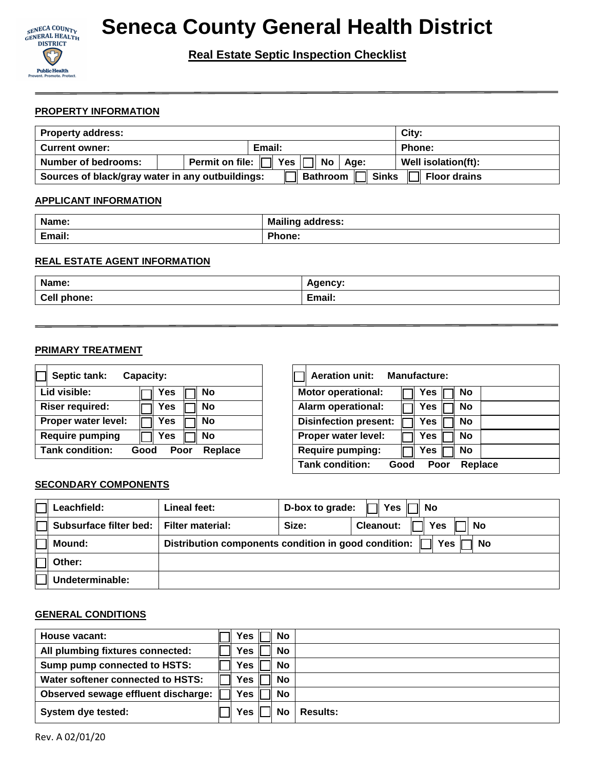# Seneca County General Health District

## Real Estate Septic Inspection Checklist

### PROPERTY INFORMATION

| Property address: | | | City: |
|---|---|---|---|
| Current owner: | Email: | | Phone: |
| Number of bedrooms: | Permit on file: ☐ Yes ☐ No | Age: | Well isolation(ft): |
| Sources of black/gray water in any outbuildings: | ☐ Bathroom | ☐ Sinks | ☐ Floor drains |

### APPLICANT INFORMATION

| Name: | Mailing address: |
|---|---|
| Email: | Phone: |

### REAL ESTATE AGENT INFORMATION

| Name: | Agency: |
|---|---|
| Cell phone: | Email: |

### PRIMARY TREATMENT

| ☐ Septic tank: Capacity: | | |
|---|---|---|
| Lid visible: | ☐ Yes | ☐ No |
| Riser required: | ☐ Yes | ☐ No |
| Proper water level: | ☐ Yes | ☐ No |
| Require pumping | ☐ Yes | ☐ No |
| Tank condition: Good Poor Replace | | |

| ☐ Aeration unit: Manufacture: | | | |
|---|---|---|---|
| Motor operational: | ☐ Yes | ☐ No | |
| Alarm operational: | ☐ Yes | ☐ No | |
| Disinfection present: | ☐ Yes | ☐ No | |
| Proper water level: | ☐ Yes | ☐ No | |
| Require pumping: | ☐ Yes | ☐ No | |
| Tank condition: Good Poor Replace | | | |

### SECONDARY COMPONENTS

| ☐ Leachfield: | Lineal feet: | D-box to grade: ☐ Yes ☐ No | |
|---|---|---|---|
| ☐ Subsurface filter bed: | Filter material: | Size: | Cleanout: ☐ Yes ☐ No |
| ☐ Mound: | Distribution components condition in good condition: ☐ Yes ☐ No | | |
| ☐ Other: | | | |
| ☐ Undeterminable: | | | |

### GENERAL CONDITIONS

| House vacant: | ☐ Yes | ☐ No | |
|---|---|---|---|
| All plumbing fixtures connected: | ☐ Yes | ☐ No | |
| Sump pump connected to HSTS: | ☐ Yes | ☐ No | |
| Water softener connected to HSTS: | ☐ Yes | ☐ No | |
| Observed sewage effluent discharge: | ☐ Yes | ☐ No | |
| System dye tested: | ☐ Yes | ☐ No | Results: |

Rev. A 02/01/20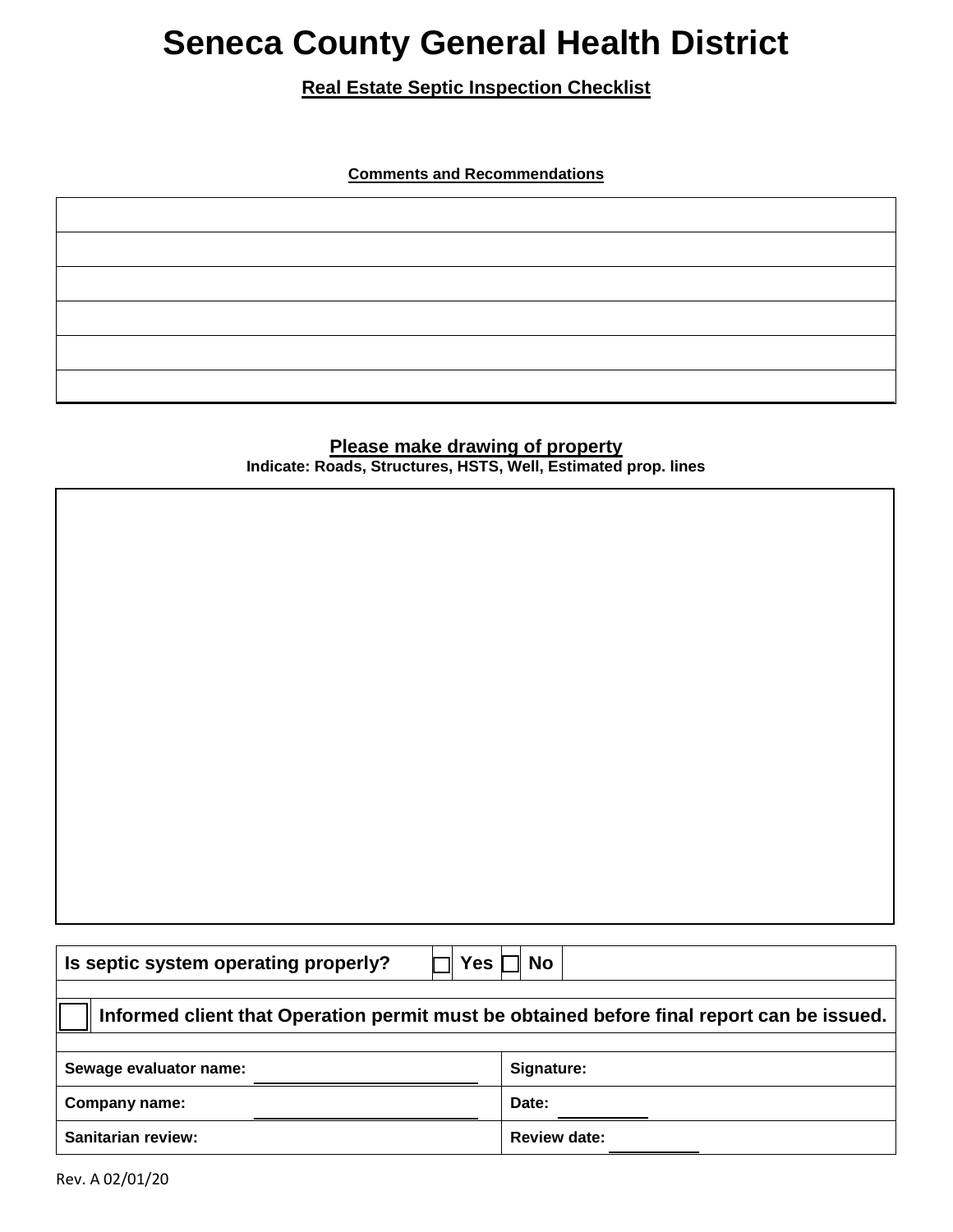# Seneca County General Health District

**Real Estate Septic Inspection Checklist**

**Comments and Recommendations**

| |
|---|
| |
| |
| |
| |
| |
| |

**Please make drawing of property**

**Indicate: Roads, Structures, HSTS, Well, Estimated prop. lines**

| | | | | | |
|---|---|---|---|---|---|
| **Is septic system operating properly?** | ☐ | **Yes** | ☐ | **No** | |

☐ **Informed client that Operation permit must be obtained before final report can be issued.**

| | |
|---|---|
| **Sewage evaluator name:** ____________ | **Signature:** |
| **Company name:** ____________ | **Date:** ____________ |
| **Sanitarian review:** | **Review date:** ____________ |

Rev. A 02/01/20